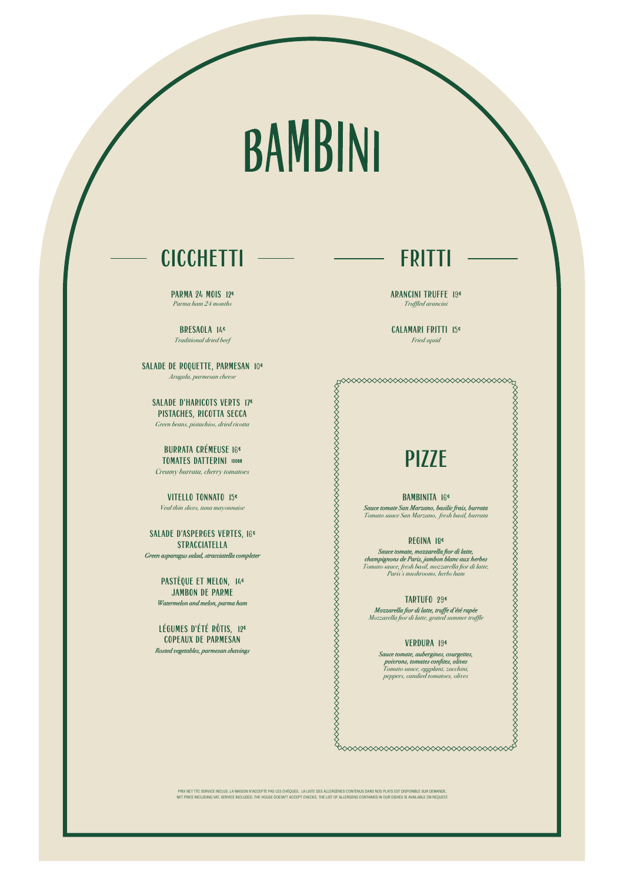# BAMBINI

## CICCHETTI

**PARMA 24 MOIS 12€**
*Parma ham 24 months*

**BRESAOLA 14€**
*Traditional dried beef*

**SALADE DE ROQUETTE, PARMESAN 10€**
*Arugula, parmesan cheese*

**SALADE D'HARICOTS VERTS 17€**
**PISTACHES, RICOTTA SECCA**
*Green beans, pistachios, dried ricotta*

**BURRATA CRÉMEUSE 16€**
**TOMATES DATTERINI 100GR**
*Creamy burrata, cherry tomatoes*

**VITELLO TONNATO 15€**
*Veal thin slices, tuna mayonnaise*

**SALADE D'ASPERGES VERTES, 16€**
**STRACCIATELLA**
*Green asparagus salad, stracciatella completer*

**PASTÈQUE ET MELON, 14€**
**JAMBON DE PARME**
*Watermelon and melon, parma ham*

**LÉGUMES D'ÉTÉ RÔTIS, 12€**
**COPEAUX DE PARMESAN**
*Rosted vegetables, parmesan shavings*

## FRITTI

**ARANCINI TRUFFE 19€**
*Truffled arancini*

**CALAMARI FRITTI 15€**
*Fried squid*

## PIZZE

**BAMBINITA 16€**
***Sauce tomate San Marzano, basilic frais, burrata***
*Tomato sauce San Marzano, fresh basil, burrata*

**REGINA 19€**
***Sauce tomate, mozzarella fior di latte, champignons de Paris, jambon blanc aux herbes***
*Tomato sauce, fresh basil, mozzarella fior di latte, Paris's mushrooms, herbs ham*

**TARTUFO 29€**
***Mozzarella fior di latte, truffe d'été rapée***
*Mozzarella fior di latte, grated summer truffle*

**VERDURA 19€**
***Sauce tomate, aubergines, courgettes, poivrons, tomates confites, olives***
*Tomato sauce, eggplant, zucchini, peppers, candied tomatoes, olives*

PRIX NET TTC SERVICE INCLUS. LA MAISON N'ACCEPTE PAS LES CHÈQUES. LA LISTE DES ALLERGÈNES CONTENUS DANS NOS PLATS EST DISPONIBLE SUR DEMANDE.
NET PRICE INCLUDING VAT. SERVICE INCLUDED. THE HOUSE DOESN'T ACCEPT CHECKS. THE LIST OF ALLERGENS CONTAINED IN OUR DISHES IS AVAILABLE ON REQUEST.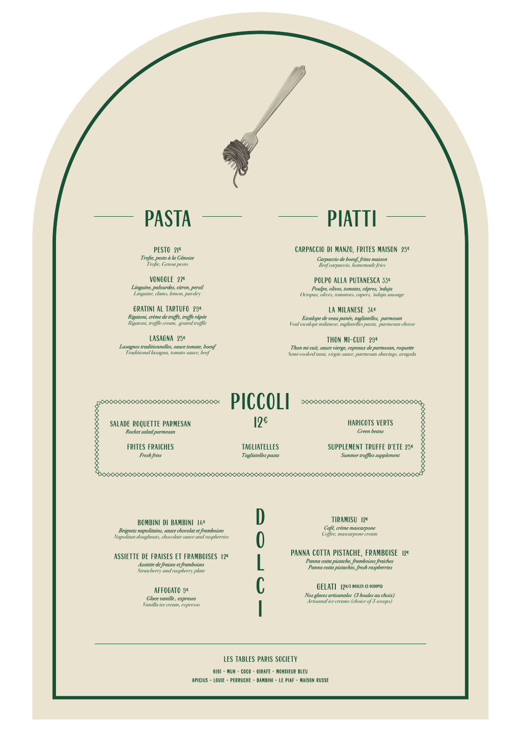## PASTA

**PESTO 21€**
*Trofie, pesto à la Génoise*
*Trofie, Genoa pesto*

**VONGOLE 27€**
*Linguine, palourdes, citron, persil*
*Linguine, clams, lemon, parsley*

**GRATINI AL TARTUFO 29€**
*Rigatoni, crème de truffe, truffe râpée*
*Rigatoni, truffle cream, grated truffle*

**LASAGNA 25€**
*Lasagnes traditionnelles, sauce tomate, boeuf*
*Traditional lasagna, tomato sauce, beef*

## PIATTI

**CARPACCIO DI MANZO, FRITES MAISON 25€**
*Carpaccio de boeuf, frites maison*
*Beef carpaccio, homemade fries*

**POLPO ALLA PUTANESCA 33€**
*Poulpe, olives, tomates, câpres, 'nduja*
*Octopus, olives, tomatoes, capers, 'nduja sausage*

**LA MILANESE 34€**
*Escalope de veau panée, tagliatelles, parmesan*
*Veal escalope milanese, tagliatelles pasta, parmesan cheese*

**THON MI-CUIT 29€**
*Thon mi-cuit, sauce vierge, copeaux de parmesan, roquette*
*Semi-cooked tuna, virgin sauce, parmesan shavings, arugula*

## PICCOLI

12€

**SALADE ROQUETTE PARMESAN**
*Rocket salad parmesan*

**FRITES FRAICHES**
*Fresh fries*

**TAGLIATELLES**
*Tagliatelles pasta*

**HARICOTS VERTS**
*Green beans*

**SUPPLEMENT TRUFFE D'ETE 25€**
*Summer truffles supplement*

## DOLCI

**BOMBINI DI BAMBINI 14€**
*Beignets napolitains, sauce chocolat et framboises*
*Napolitan doughnuts, chocolate sauce and raspberries*

**ASSIETTE DE FRAISES ET FRAMBOISES 12€**
*Assiette de fraises et framboises*
*Strawberry and raspberry plate*

**AFFOGATO 9€**
*Glace vanille, expresso*
*Vanilla ice cream, expresso*

**TIRAMISU 12€**
*Café, crème mascarpone*
*Coffee, mascarpone cream*

**PANNA COTTA PISTACHE, FRAMBOISE 12€**
*Panna cotta pistache, framboises fraîches*
*Panna cotta pistachio, fresh raspberries*

**GELATI 12€/3 BOULES (3 SCOOPS)**
*Nos glaces artisanales (3 boules au choix)*
*Artisanal ice creams (choice of 3 scoops)*

---

LES TABLES PARIS SOCIETY

GIGI - MUN - COCO - GIRAFE - MONSIEUR BLEU
APICIUS - LOUIE - PERRUCHE - BAMBINI - LE PIAF - MAISON RUSSE